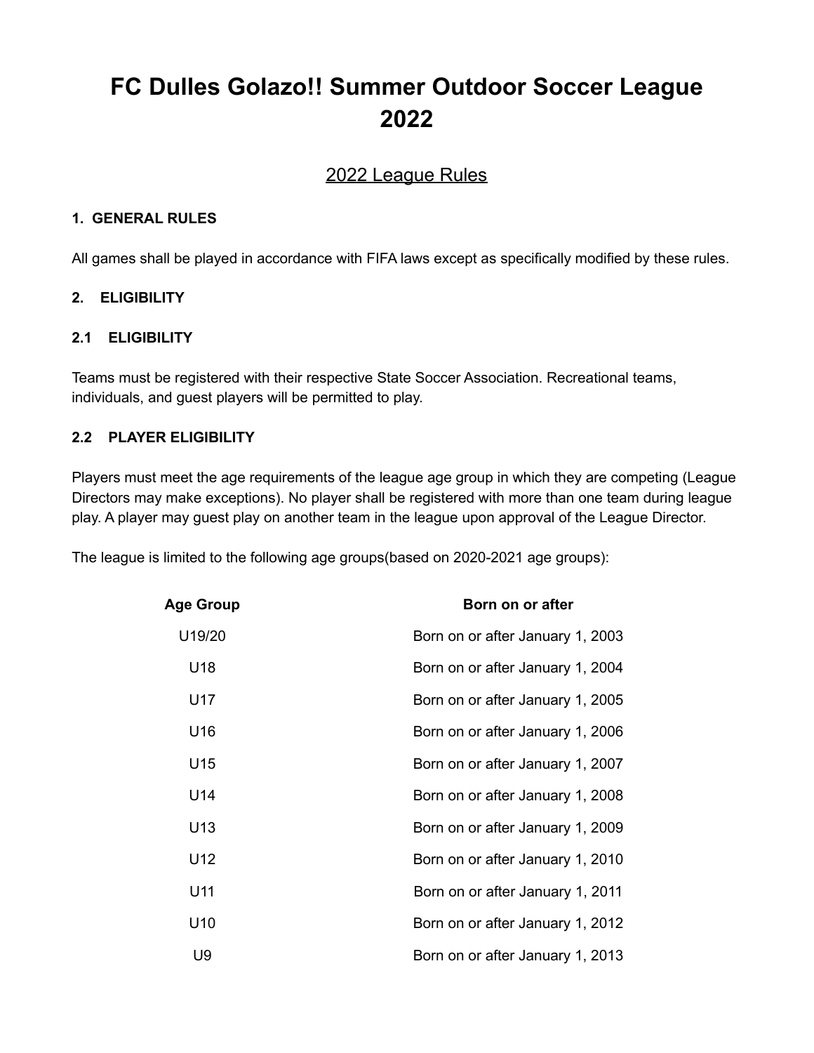# FC Dulles Golazo!! Summer Outdoor Soccer League 2022

## 2022 League Rules

**1. GENERAL RULES**

All games shall be played in accordance with FIFA laws except as specifically modified by these rules.

**2. ELIGIBILITY**

**2.1 ELIGIBILITY**

Teams must be registered with their respective State Soccer Association. Recreational teams, individuals, and guest players will be permitted to play.

**2.2 PLAYER ELIGIBILITY**

Players must meet the age requirements of the league age group in which they are competing (League Directors may make exceptions). No player shall be registered with more than one team during league play. A player may guest play on another team in the league upon approval of the League Director.

The league is limited to the following age groups(based on 2020-2021 age groups):

| Age Group | Born on or after |
| --- | --- |
| U19/20 | Born on or after January 1, 2003 |
| U18 | Born on or after January 1, 2004 |
| U17 | Born on or after January 1, 2005 |
| U16 | Born on or after January 1, 2006 |
| U15 | Born on or after January 1, 2007 |
| U14 | Born on or after January 1, 2008 |
| U13 | Born on or after January 1, 2009 |
| U12 | Born on or after January 1, 2010 |
| U11 | Born on or after January 1, 2011 |
| U10 | Born on or after January 1, 2012 |
| U9 | Born on or after January 1, 2013 |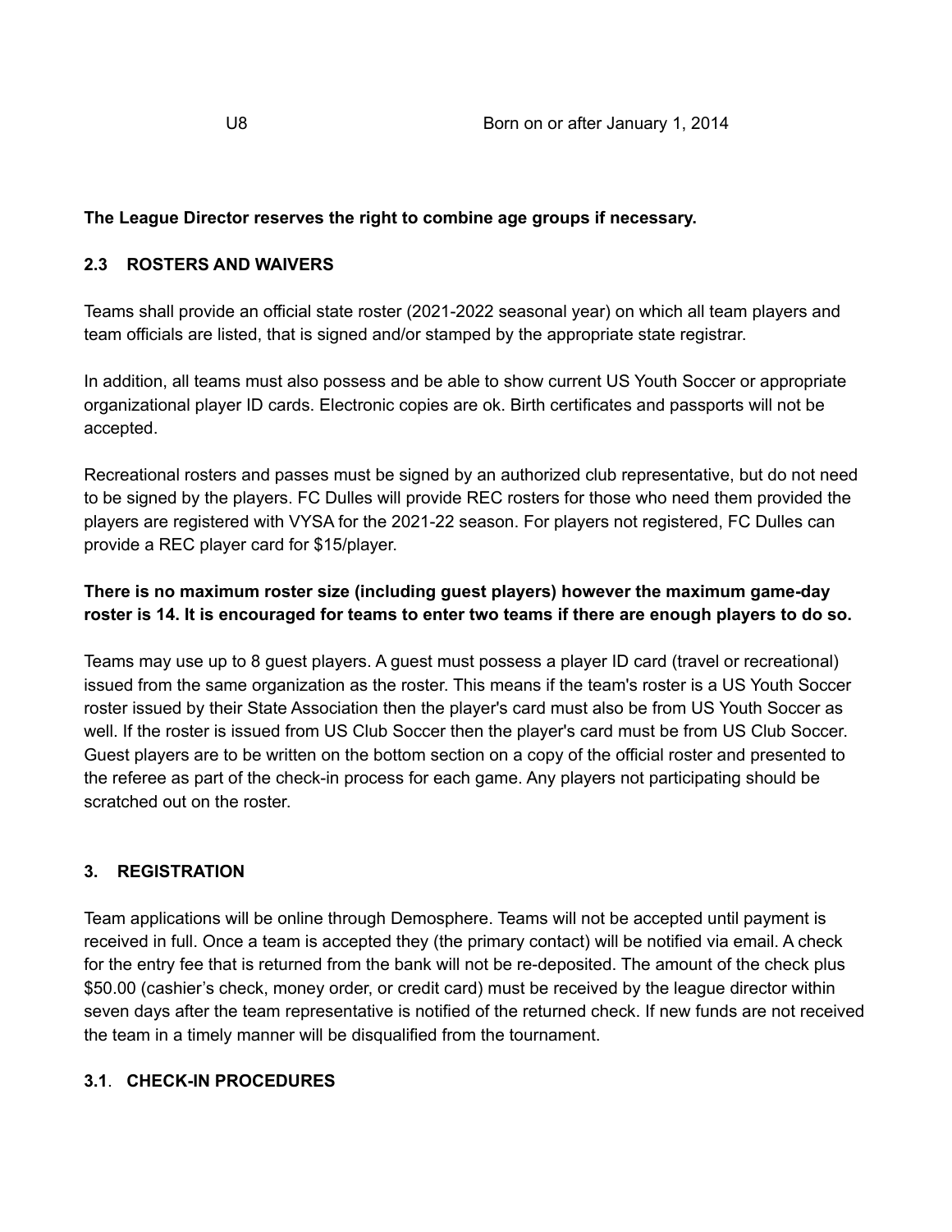| U8 | Born on or after January 1, 2014 |
| --- | --- |

**The League Director reserves the right to combine age groups if necessary.**

### 2.3 ROSTERS AND WAIVERS

Teams shall provide an official state roster (2021-2022 seasonal year) on which all team players and team officials are listed, that is signed and/or stamped by the appropriate state registrar.

In addition, all teams must also possess and be able to show current US Youth Soccer or appropriate organizational player ID cards. Electronic copies are ok. Birth certificates and passports will not be accepted.

Recreational rosters and passes must be signed by an authorized club representative, but do not need to be signed by the players. FC Dulles will provide REC rosters for those who need them provided the players are registered with VYSA for the 2021-22 season. For players not registered, FC Dulles can provide a REC player card for $15/player.

**There is no maximum roster size (including guest players) however the maximum game-day roster is 14. It is encouraged for teams to enter two teams if there are enough players to do so.**

Teams may use up to 8 guest players. A guest must possess a player ID card (travel or recreational) issued from the same organization as the roster. This means if the team's roster is a US Youth Soccer roster issued by their State Association then the player's card must also be from US Youth Soccer as well. If the roster is issued from US Club Soccer then the player's card must be from US Club Soccer. Guest players are to be written on the bottom section on a copy of the official roster and presented to the referee as part of the check-in process for each game. Any players not participating should be scratched out on the roster.

## 3. REGISTRATION

Team applications will be online through Demosphere. Teams will not be accepted until payment is received in full. Once a team is accepted they (the primary contact) will be notified via email. A check for the entry fee that is returned from the bank will not be re-deposited. The amount of the check plus $50.00 (cashier's check, money order, or credit card) must be received by the league director within seven days after the team representative is notified of the returned check. If new funds are not received the team in a timely manner will be disqualified from the tournament.

### 3.1. CHECK-IN PROCEDURES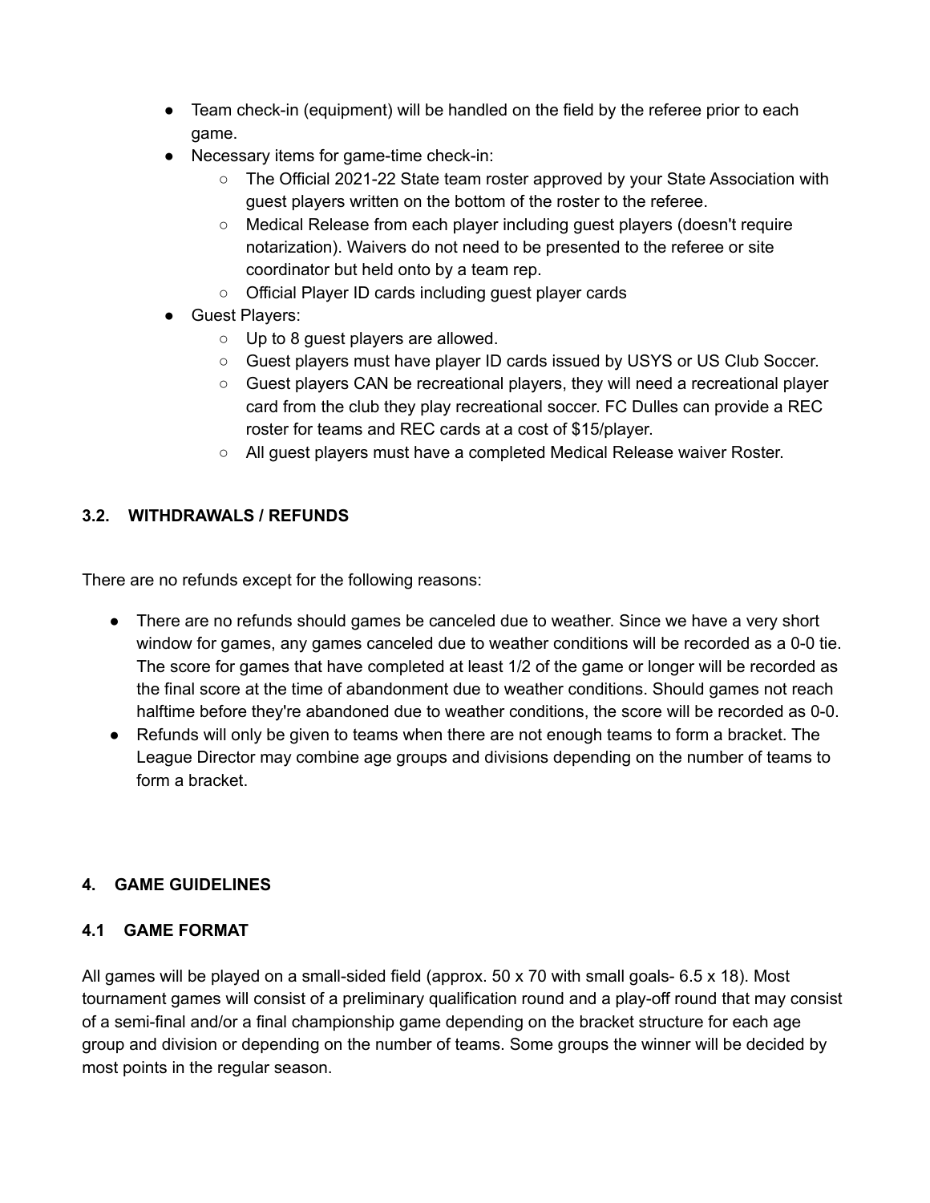- Team check-in (equipment) will be handled on the field by the referee prior to each game.
- Necessary items for game-time check-in:
    - The Official 2021-22 State team roster approved by your State Association with guest players written on the bottom of the roster to the referee.
    - Medical Release from each player including guest players (doesn't require notarization). Waivers do not need to be presented to the referee or site coordinator but held onto by a team rep.
    - Official Player ID cards including guest player cards
- Guest Players:
    - Up to 8 guest players are allowed.
    - Guest players must have player ID cards issued by USYS or US Club Soccer.
    - Guest players CAN be recreational players, they will need a recreational player card from the club they play recreational soccer. FC Dulles can provide a REC roster for teams and REC cards at a cost of $15/player.
    - All guest players must have a completed Medical Release waiver Roster.

### 3.2. WITHDRAWALS / REFUNDS

There are no refunds except for the following reasons:

- There are no refunds should games be canceled due to weather. Since we have a very short window for games, any games canceled due to weather conditions will be recorded as a 0-0 tie. The score for games that have completed at least 1/2 of the game or longer will be recorded as the final score at the time of abandonment due to weather conditions. Should games not reach halftime before they're abandoned due to weather conditions, the score will be recorded as 0-0.
- Refunds will only be given to teams when there are not enough teams to form a bracket. The League Director may combine age groups and divisions depending on the number of teams to form a bracket.

## 4. GAME GUIDELINES

### 4.1 GAME FORMAT

All games will be played on a small-sided field (approx. 50 x 70 with small goals- 6.5 x 18). Most tournament games will consist of a preliminary qualification round and a play-off round that may consist of a semi-final and/or a final championship game depending on the bracket structure for each age group and division or depending on the number of teams. Some groups the winner will be decided by most points in the regular season.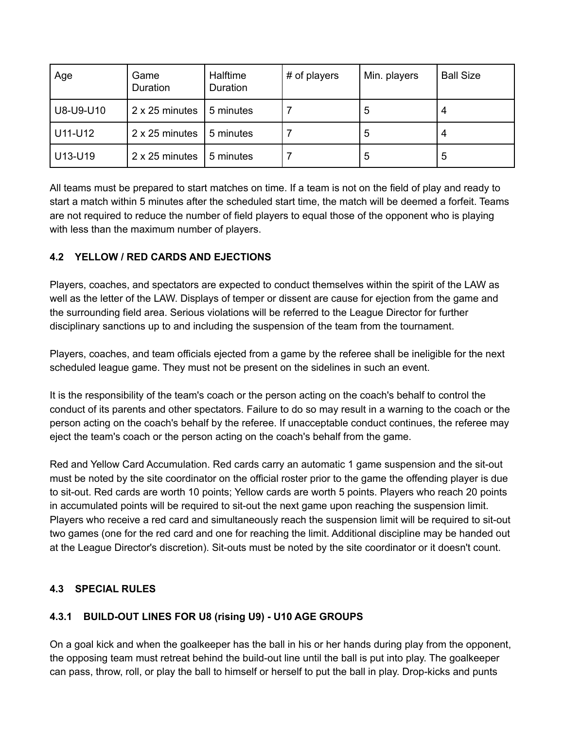| Age | Game Duration | Halftime Duration | # of players | Min. players | Ball Size |
|---|---|---|---|---|---|
| U8-U9-U10 | 2 x 25 minutes | 5 minutes | 7 | 5 | 4 |
| U11-U12 | 2 x 25 minutes | 5 minutes | 7 | 5 | 4 |
| U13-U19 | 2 x 25 minutes | 5 minutes | 7 | 5 | 5 |

All teams must be prepared to start matches on time. If a team is not on the field of play and ready to start a match within 5 minutes after the scheduled start time, the match will be deemed a forfeit. Teams are not required to reduce the number of field players to equal those of the opponent who is playing with less than the maximum number of players.

### 4.2 YELLOW / RED CARDS AND EJECTIONS

Players, coaches, and spectators are expected to conduct themselves within the spirit of the LAW as well as the letter of the LAW. Displays of temper or dissent are cause for ejection from the game and the surrounding field area. Serious violations will be referred to the League Director for further disciplinary sanctions up to and including the suspension of the team from the tournament.

Players, coaches, and team officials ejected from a game by the referee shall be ineligible for the next scheduled league game. They must not be present on the sidelines in such an event.

It is the responsibility of the team's coach or the person acting on the coach's behalf to control the conduct of its parents and other spectators. Failure to do so may result in a warning to the coach or the person acting on the coach's behalf by the referee. If unacceptable conduct continues, the referee may eject the team's coach or the person acting on the coach's behalf from the game.

Red and Yellow Card Accumulation. Red cards carry an automatic 1 game suspension and the sit-out must be noted by the site coordinator on the official roster prior to the game the offending player is due to sit-out. Red cards are worth 10 points; Yellow cards are worth 5 points. Players who reach 20 points in accumulated points will be required to sit-out the next game upon reaching the suspension limit. Players who receive a red card and simultaneously reach the suspension limit will be required to sit-out two games (one for the red card and one for reaching the limit. Additional discipline may be handed out at the League Director's discretion). Sit-outs must be noted by the site coordinator or it doesn't count.

### 4.3 SPECIAL RULES

#### 4.3.1 BUILD-OUT LINES FOR U8 (rising U9) - U10 AGE GROUPS

On a goal kick and when the goalkeeper has the ball in his or her hands during play from the opponent, the opposing team must retreat behind the build-out line until the ball is put into play. The goalkeeper can pass, throw, roll, or play the ball to himself or herself to put the ball in play. Drop-kicks and punts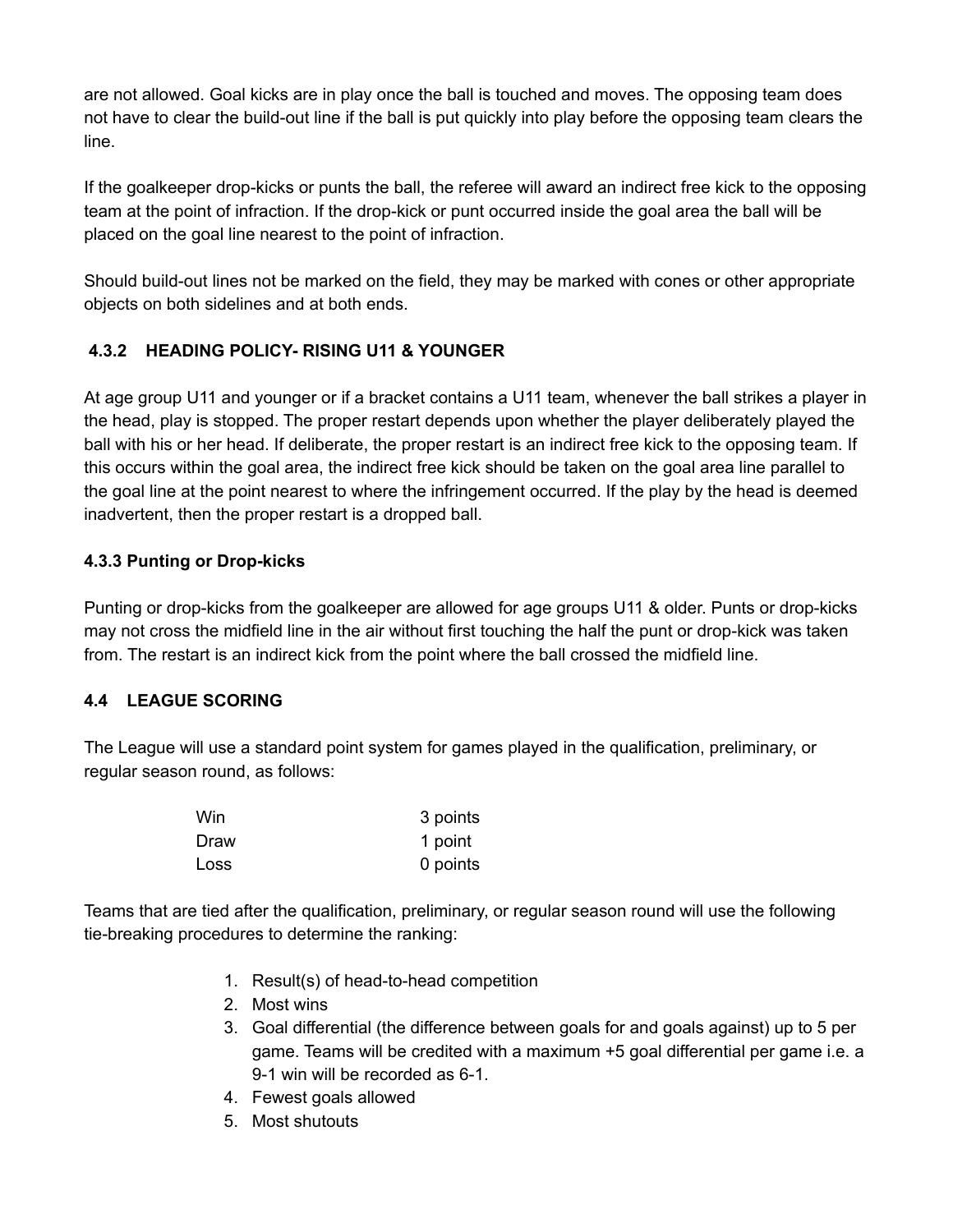are not allowed. Goal kicks are in play once the ball is touched and moves. The opposing team does not have to clear the build-out line if the ball is put quickly into play before the opposing team clears the line.

If the goalkeeper drop-kicks or punts the ball, the referee will award an indirect free kick to the opposing team at the point of infraction. If the drop-kick or punt occurred inside the goal area the ball will be placed on the goal line nearest to the point of infraction.

Should build-out lines not be marked on the field, they may be marked with cones or other appropriate objects on both sidelines and at both ends.

### 4.3.2 HEADING POLICY- RISING U11 & YOUNGER

At age group U11 and younger or if a bracket contains a U11 team, whenever the ball strikes a player in the head, play is stopped. The proper restart depends upon whether the player deliberately played the ball with his or her head. If deliberate, the proper restart is an indirect free kick to the opposing team. If this occurs within the goal area, the indirect free kick should be taken on the goal area line parallel to the goal line at the point nearest to where the infringement occurred. If the play by the head is deemed inadvertent, then the proper restart is a dropped ball.

### 4.3.3 Punting or Drop-kicks

Punting or drop-kicks from the goalkeeper are allowed for age groups U11 & older. Punts or drop-kicks may not cross the midfield line in the air without first touching the half the punt or drop-kick was taken from. The restart is an indirect kick from the point where the ball crossed the midfield line.

## 4.4 LEAGUE SCORING

The League will use a standard point system for games played in the qualification, preliminary, or regular season round, as follows:

| | |
|---|---|
| Win | 3 points |
| Draw | 1 point |
| Loss | 0 points |

Teams that are tied after the qualification, preliminary, or regular season round will use the following tie-breaking procedures to determine the ranking:

1. Result(s) of head-to-head competition
2. Most wins
3. Goal differential (the difference between goals for and goals against) up to 5 per game. Teams will be credited with a maximum +5 goal differential per game i.e. a 9-1 win will be recorded as 6-1.
4. Fewest goals allowed
5. Most shutouts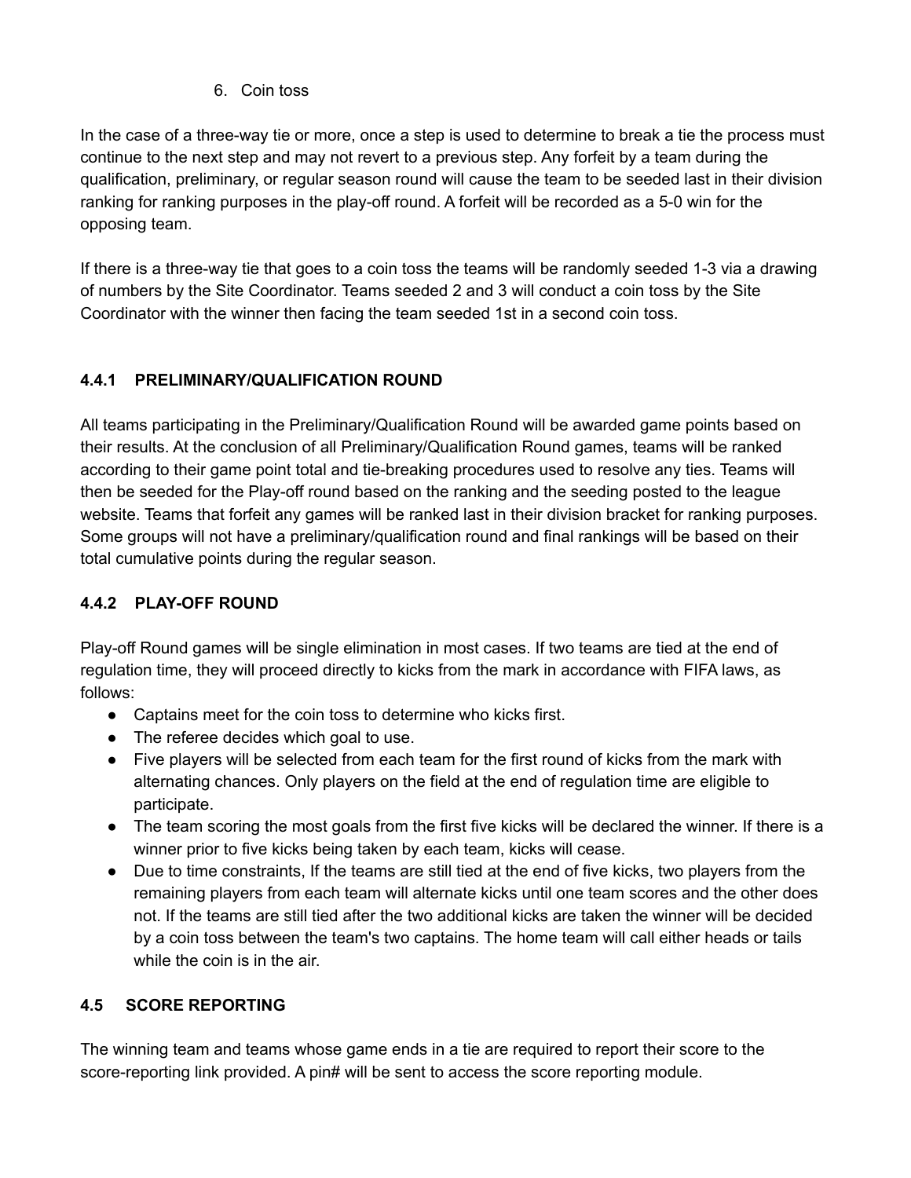6. Coin toss

In the case of a three-way tie or more, once a step is used to determine to break a tie the process must continue to the next step and may not revert to a previous step. Any forfeit by a team during the qualification, preliminary, or regular season round will cause the team to be seeded last in their division ranking for ranking purposes in the play-off round. A forfeit will be recorded as a 5-0 win for the opposing team.

If there is a three-way tie that goes to a coin toss the teams will be randomly seeded 1-3 via a drawing of numbers by the Site Coordinator. Teams seeded 2 and 3 will conduct a coin toss by the Site Coordinator with the winner then facing the team seeded 1st in a second coin toss.

### 4.4.1 PRELIMINARY/QUALIFICATION ROUND

All teams participating in the Preliminary/Qualification Round will be awarded game points based on their results. At the conclusion of all Preliminary/Qualification Round games, teams will be ranked according to their game point total and tie-breaking procedures used to resolve any ties. Teams will then be seeded for the Play-off round based on the ranking and the seeding posted to the league website. Teams that forfeit any games will be ranked last in their division bracket for ranking purposes. Some groups will not have a preliminary/qualification round and final rankings will be based on their total cumulative points during the regular season.

### 4.4.2 PLAY-OFF ROUND

Play-off Round games will be single elimination in most cases. If two teams are tied at the end of regulation time, they will proceed directly to kicks from the mark in accordance with FIFA laws, as follows:

- Captains meet for the coin toss to determine who kicks first.
- The referee decides which goal to use.
- Five players will be selected from each team for the first round of kicks from the mark with alternating chances. Only players on the field at the end of regulation time are eligible to participate.
- The team scoring the most goals from the first five kicks will be declared the winner. If there is a winner prior to five kicks being taken by each team, kicks will cease.
- Due to time constraints, If the teams are still tied at the end of five kicks, two players from the remaining players from each team will alternate kicks until one team scores and the other does not. If the teams are still tied after the two additional kicks are taken the winner will be decided by a coin toss between the team's two captains. The home team will call either heads or tails while the coin is in the air.

### 4.5 SCORE REPORTING

The winning team and teams whose game ends in a tie are required to report their score to the score-reporting link provided. A pin# will be sent to access the score reporting module.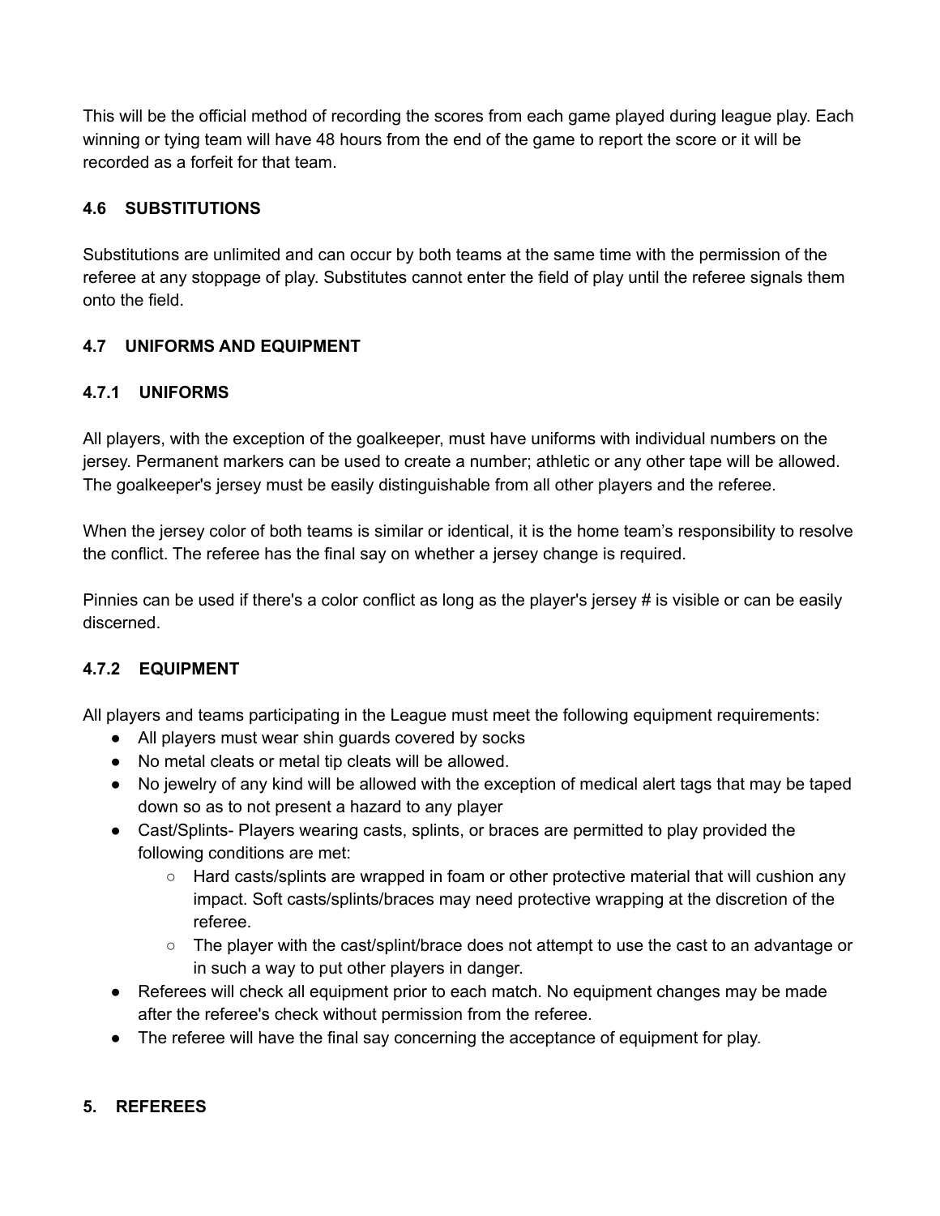This will be the official method of recording the scores from each game played during league play. Each winning or tying team will have 48 hours from the end of the game to report the score or it will be recorded as a forfeit for that team.

### 4.6 SUBSTITUTIONS

Substitutions are unlimited and can occur by both teams at the same time with the permission of the referee at any stoppage of play. Substitutes cannot enter the field of play until the referee signals them onto the field.

### 4.7 UNIFORMS AND EQUIPMENT

#### 4.7.1 UNIFORMS

All players, with the exception of the goalkeeper, must have uniforms with individual numbers on the jersey. Permanent markers can be used to create a number; athletic or any other tape will be allowed. The goalkeeper's jersey must be easily distinguishable from all other players and the referee.

When the jersey color of both teams is similar or identical, it is the home team's responsibility to resolve the conflict. The referee has the final say on whether a jersey change is required.

Pinnies can be used if there's a color conflict as long as the player's jersey # is visible or can be easily discerned.

#### 4.7.2 EQUIPMENT

All players and teams participating in the League must meet the following equipment requirements:

- All players must wear shin guards covered by socks
- No metal cleats or metal tip cleats will be allowed.
- No jewelry of any kind will be allowed with the exception of medical alert tags that may be taped down so as to not present a hazard to any player
- Cast/Splints- Players wearing casts, splints, or braces are permitted to play provided the following conditions are met:
  - Hard casts/splints are wrapped in foam or other protective material that will cushion any impact. Soft casts/splints/braces may need protective wrapping at the discretion of the referee.
  - The player with the cast/splint/brace does not attempt to use the cast to an advantage or in such a way to put other players in danger.
- Referees will check all equipment prior to each match. No equipment changes may be made after the referee's check without permission from the referee.
- The referee will have the final say concerning the acceptance of equipment for play.

## 5. REFEREES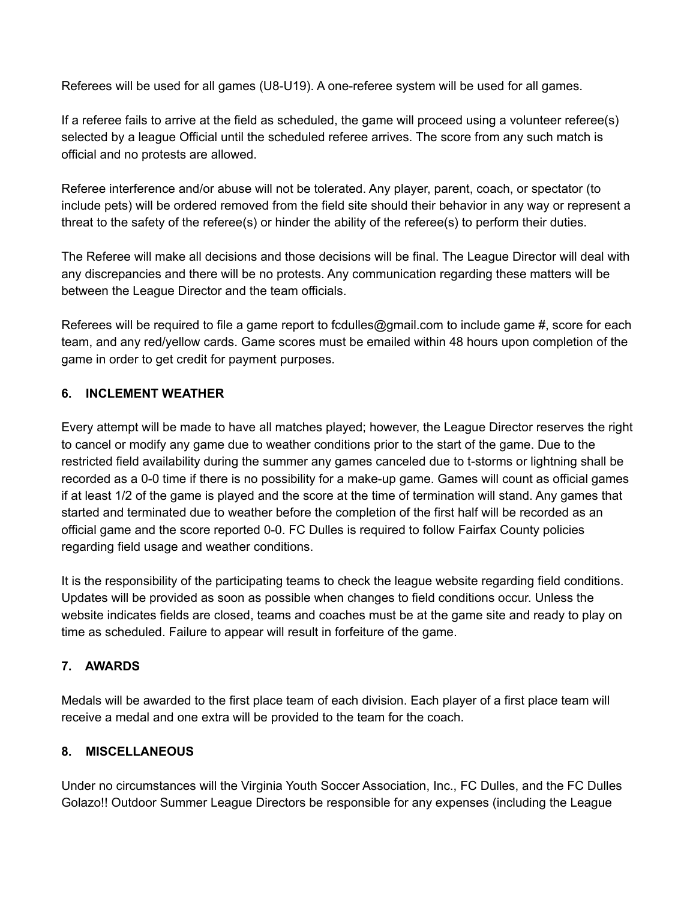Referees will be used for all games (U8-U19). A one-referee system will be used for all games.

If a referee fails to arrive at the field as scheduled, the game will proceed using a volunteer referee(s) selected by a league Official until the scheduled referee arrives. The score from any such match is official and no protests are allowed.

Referee interference and/or abuse will not be tolerated. Any player, parent, coach, or spectator (to include pets) will be ordered removed from the field site should their behavior in any way or represent a threat to the safety of the referee(s) or hinder the ability of the referee(s) to perform their duties.

The Referee will make all decisions and those decisions will be final. The League Director will deal with any discrepancies and there will be no protests. Any communication regarding these matters will be between the League Director and the team officials.

Referees will be required to file a game report to fcdulles@gmail.com to include game #, score for each team, and any red/yellow cards. Game scores must be emailed within 48 hours upon completion of the game in order to get credit for payment purposes.

### 6. INCLEMENT WEATHER

Every attempt will be made to have all matches played; however, the League Director reserves the right to cancel or modify any game due to weather conditions prior to the start of the game. Due to the restricted field availability during the summer any games canceled due to t-storms or lightning shall be recorded as a 0-0 time if there is no possibility for a make-up game. Games will count as official games if at least 1/2 of the game is played and the score at the time of termination will stand. Any games that started and terminated due to weather before the completion of the first half will be recorded as an official game and the score reported 0-0. FC Dulles is required to follow Fairfax County policies regarding field usage and weather conditions.

It is the responsibility of the participating teams to check the league website regarding field conditions. Updates will be provided as soon as possible when changes to field conditions occur. Unless the website indicates fields are closed, teams and coaches must be at the game site and ready to play on time as scheduled. Failure to appear will result in forfeiture of the game.

### 7. AWARDS

Medals will be awarded to the first place team of each division. Each player of a first place team will receive a medal and one extra will be provided to the team for the coach.

### 8. MISCELLANEOUS

Under no circumstances will the Virginia Youth Soccer Association, Inc., FC Dulles, and the FC Dulles Golazo!! Outdoor Summer League Directors be responsible for any expenses (including the League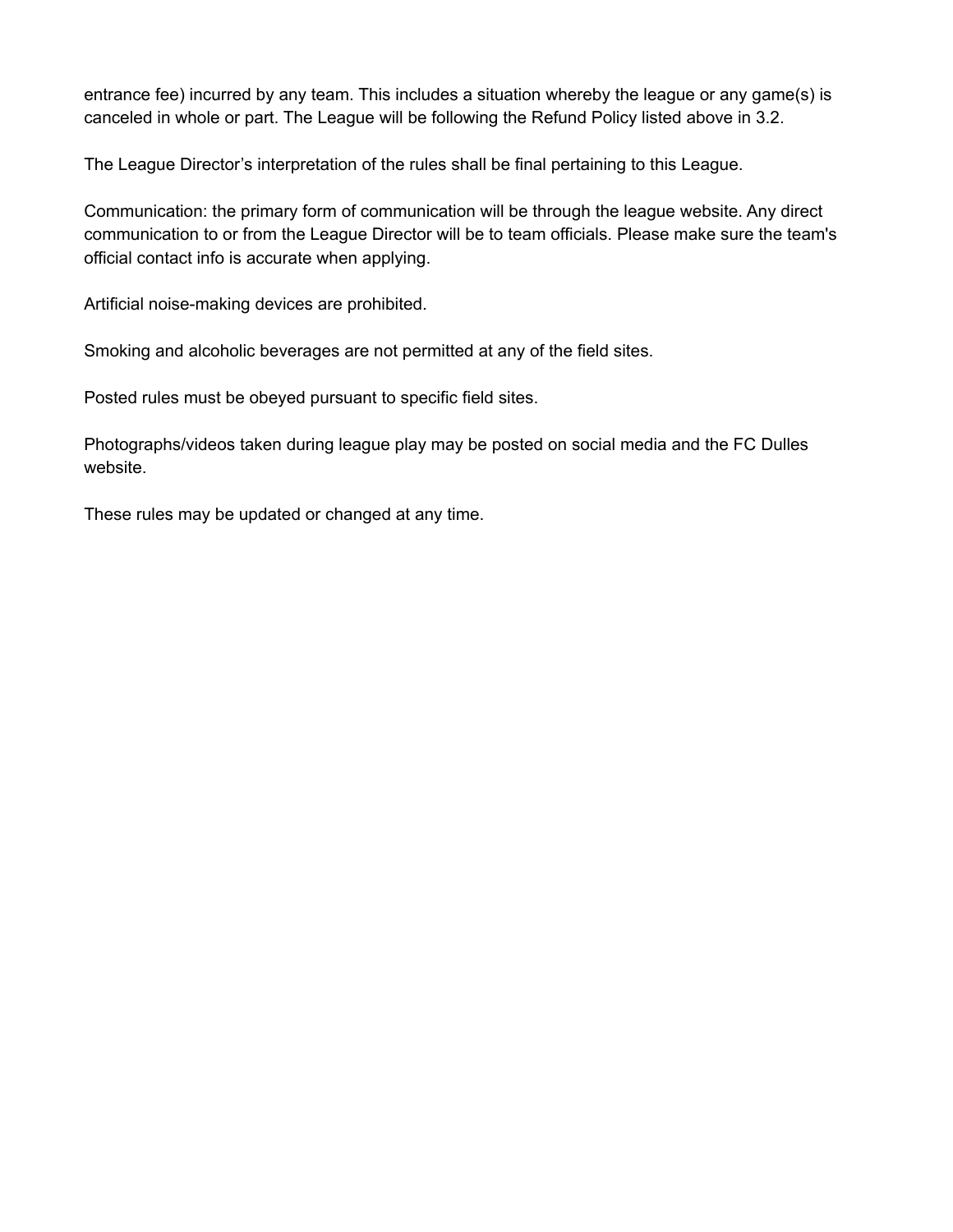entrance fee) incurred by any team. This includes a situation whereby the league or any game(s) is canceled in whole or part. The League will be following the Refund Policy listed above in 3.2.

The League Director's interpretation of the rules shall be final pertaining to this League.

Communication: the primary form of communication will be through the league website. Any direct communication to or from the League Director will be to team officials. Please make sure the team's official contact info is accurate when applying.

Artificial noise-making devices are prohibited.

Smoking and alcoholic beverages are not permitted at any of the field sites.

Posted rules must be obeyed pursuant to specific field sites.

Photographs/videos taken during league play may be posted on social media and the FC Dulles website.

These rules may be updated or changed at any time.